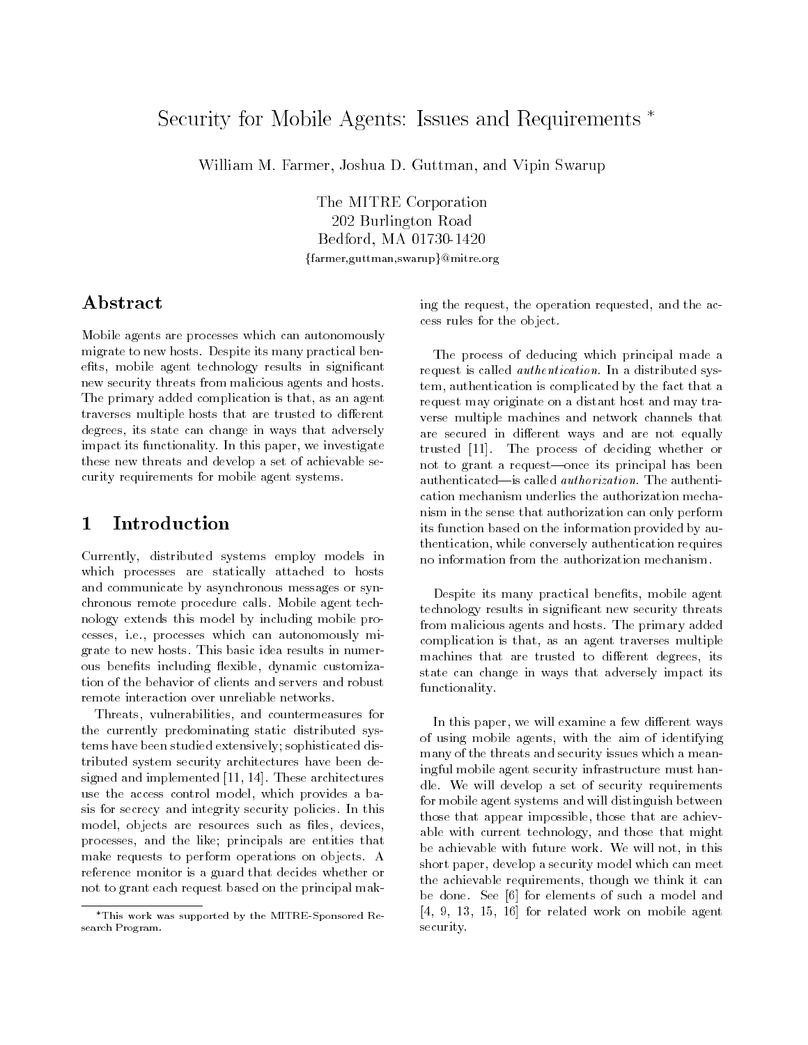# Security for Mobile Agents: Issues and Requirements *

William M. Farmer, Joshua D. Guttman, and Vipin Swarup

The MITRE Corporation
202 Burlington Road
Bedford, MA 01730-1420
{farmer,guttman,swarup}@mitre.org

## Abstract

Mobile agents are processes which can autonomously migrate to new hosts. Despite its many practical benefits, mobile agent technology results in significant new security threats from malicious agents and hosts. The primary added complication is that, as an agent traverses multiple hosts that are trusted to different degrees, its state can change in ways that adversely impact its functionality. In this paper, we investigate these new threats and develop a set of achievable security requirements for mobile agent systems.

## 1 Introduction

Currently, distributed systems employ models in which processes are statically attached to hosts and communicate by asynchronous messages or synchronous remote procedure calls. Mobile agent technology extends this model by including mobile processes, i.e., processes which can autonomously migrate to new hosts. This basic idea results in numerous benefits including flexible, dynamic customization of the behavior of clients and servers and robust remote interaction over unreliable networks.

Threats, vulnerabilities, and countermeasures for the currently predominating static distributed systems have been studied extensively; sophisticated distributed system security architectures have been designed and implemented [11, 14]. These architectures use the access control model, which provides a basis for secrecy and integrity security policies. In this model, objects are resources such as files, devices, processes, and the like; principals are entities that make requests to perform operations on objects. A reference monitor is a guard that decides whether or not to grant each request based on the principal making the request, the operation requested, and the access rules for the object.

The process of deducing which principal made a request is called *authentication*. In a distributed system, authentication is complicated by the fact that a request may originate on a distant host and may traverse multiple machines and network channels that are secured in different ways and are not equally trusted [11]. The process of deciding whether or not to grant a request—once its principal has been authenticated—is called *authorization*. The authentication mechanism underlies the authorization mechanism in the sense that authorization can only perform its function based on the information provided by authentication, while conversely authentication requires no information from the authorization mechanism.

Despite its many practical benefits, mobile agent technology results in significant new security threats from malicious agents and hosts. The primary added complication is that, as an agent traverses multiple machines that are trusted to different degrees, its state can change in ways that adversely impact its functionality.

In this paper, we will examine a few different ways of using mobile agents, with the aim of identifying many of the threats and security issues which a meaningful mobile agent security infrastructure must handle. We will develop a set of security requirements for mobile agent systems and will distinguish between those that appear impossible, those that are achievable with current technology, and those that might be achievable with future work. We will not, in this short paper, develop a security model which can meet the achievable requirements, though we think it can be done. See [6] for elements of such a model and [4, 9, 13, 15, 16] for related work on mobile agent security.

*This work was supported by the MITRE-Sponsored Research Program.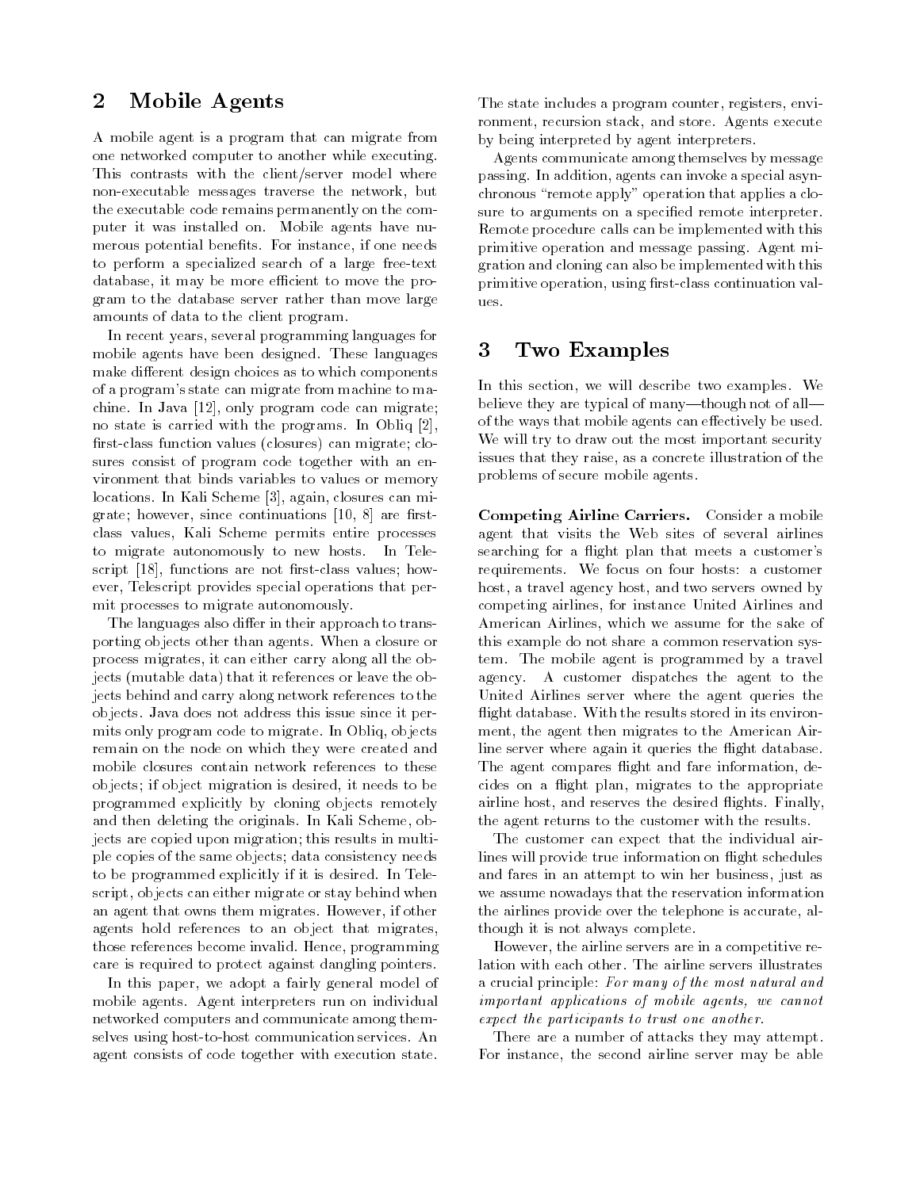## 2 Mobile Agents

A mobile agent is a program that can migrate from one networked computer to another while executing. This contrasts with the client/server model where non-executable messages traverse the network, but the executable code remains permanently on the computer it was installed on. Mobile agents have numerous potential benefits. For instance, if one needs to perform a specialized search of a large free-text database, it may be more efficient to move the program to the database server rather than move large amounts of data to the client program.

In recent years, several programming languages for mobile agents have been designed. These languages make different design choices as to which components of a program's state can migrate from machine to machine. In Java [12], only program code can migrate; no state is carried with the programs. In Obliq [2], first-class function values (closures) can migrate; closures consist of program code together with an environment that binds variables to values or memory locations. In Kali Scheme [3], again, closures can migrate; however, since continuations [10, 8] are first-class values, Kali Scheme permits entire processes to migrate autonomously to new hosts. In Telescript [18], functions are not first-class values; however, Telescript provides special operations that permit processes to migrate autonomously.

The languages also differ in their approach to transporting objects other than agents. When a closure or process migrates, it can either carry along all the objects (mutable data) that it references or leave the objects behind and carry along network references to the objects. Java does not address this issue since it permits only program code to migrate. In Obliq, objects remain on the node on which they were created and mobile closures contain network references to these objects; if object migration is desired, it needs to be programmed explicitly by cloning objects remotely and then deleting the originals. In Kali Scheme, objects are copied upon migration; this results in multiple copies of the same objects; data consistency needs to be programmed explicitly if it is desired. In Telescript, objects can either migrate or stay behind when an agent that owns them migrates. However, if other agents hold references to an object that migrates, those references become invalid. Hence, programming care is required to protect against dangling pointers.

In this paper, we adopt a fairly general model of mobile agents. Agent interpreters run on individual networked computers and communicate among themselves using host-to-host communication services. An agent consists of code together with execution state. The state includes a program counter, registers, environment, recursion stack, and store. Agents execute by being interpreted by agent interpreters.

Agents communicate among themselves by message passing. In addition, agents can invoke a special asynchronous "remote apply" operation that applies a closure to arguments on a specified remote interpreter. Remote procedure calls can be implemented with this primitive operation and message passing. Agent migration and cloning can also be implemented with this primitive operation, using first-class continuation values.

## 3 Two Examples

In this section, we will describe two examples. We believe they are typical of many—though not of all—of the ways that mobile agents can effectively be used. We will try to draw out the most important security issues that they raise, as a concrete illustration of the problems of secure mobile agents.

**Competing Airline Carriers.** Consider a mobile agent that visits the Web sites of several airlines searching for a flight plan that meets a customer's requirements. We focus on four hosts: a customer host, a travel agency host, and two servers owned by competing airlines, for instance United Airlines and American Airlines, which we assume for the sake of this example do not share a common reservation system. The mobile agent is programmed by a travel agency. A customer dispatches the agent to the United Airlines server where the agent queries the flight database. With the results stored in its environment, the agent then migrates to the American Airline server where again it queries the flight database. The agent compares flight and fare information, decides on a flight plan, migrates to the appropriate airline host, and reserves the desired flights. Finally, the agent returns to the customer with the results.

The customer can expect that the individual airlines will provide true information on flight schedules and fares in an attempt to win her business, just as we assume nowadays that the reservation information the airlines provide over the telephone is accurate, although it is not always complete.

However, the airline servers are in a competitive relation with each other. The airline servers illustrates a crucial principle: *For many of the most natural and important applications of mobile agents, we cannot expect the participants to trust one another.*

There are a number of attacks they may attempt. For instance, the second airline server may be able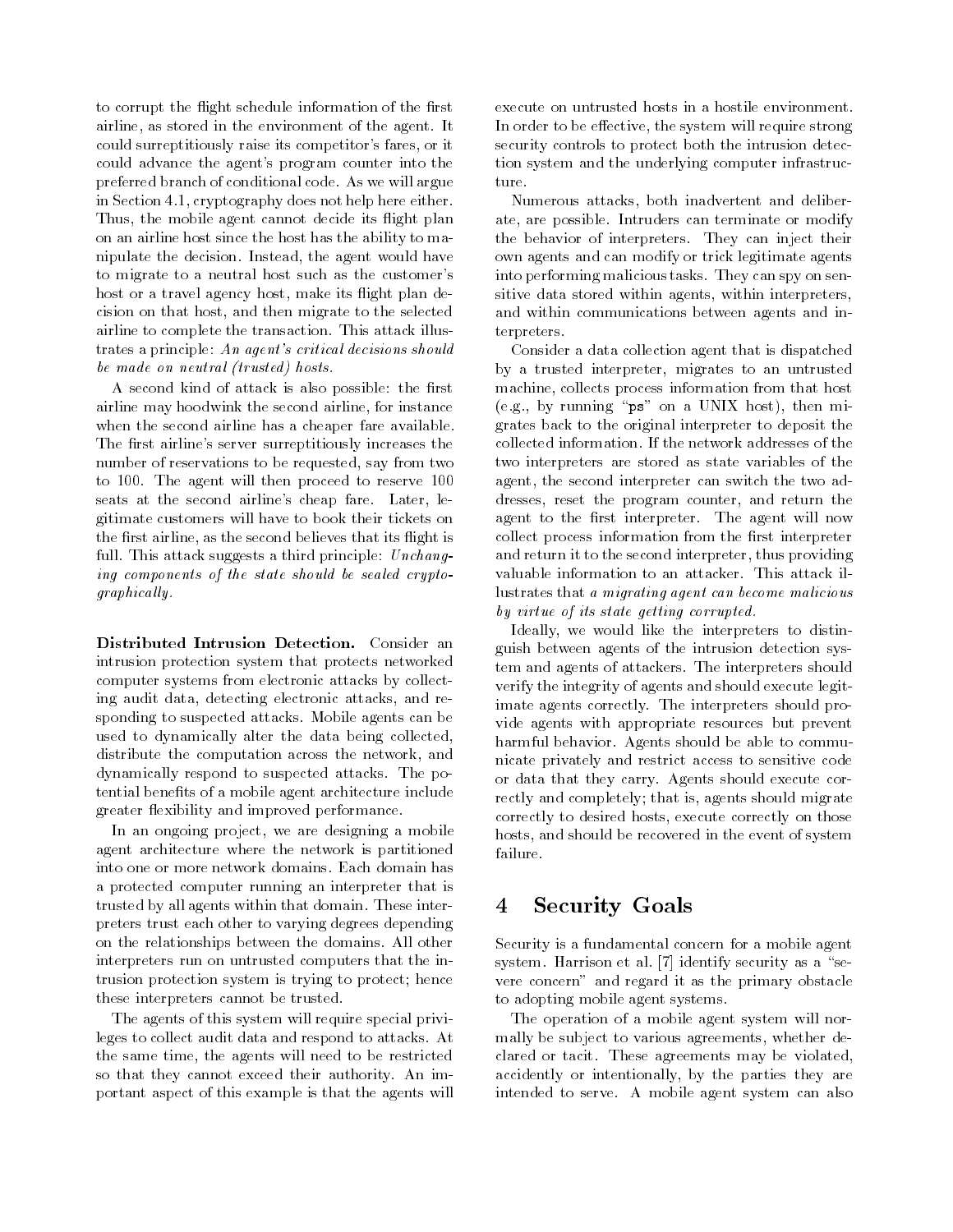to corrupt the flight schedule information of the first airline, as stored in the environment of the agent. It could surreptitiously raise its competitor's fares, or it could advance the agent's program counter into the preferred branch of conditional code. As we will argue in Section 4.1, cryptography does not help here either. Thus, the mobile agent cannot decide its flight plan on an airline host since the host has the ability to manipulate the decision. Instead, the agent would have to migrate to a neutral host such as the customer's host or a travel agency host, make its flight plan decision on that host, and then migrate to the selected airline to complete the transaction. This attack illustrates a principle: *An agent's critical decisions should be made on neutral (trusted) hosts.*

A second kind of attack is also possible: the first airline may hoodwink the second airline, for instance when the second airline has a cheaper fare available. The first airline's server surreptitiously increases the number of reservations to be requested, say from two to 100. The agent will then proceed to reserve 100 seats at the second airline's cheap fare. Later, legitimate customers will have to book their tickets on the first airline, as the second believes that its flight is full. This attack suggests a third principle: *Unchanging components of the state should be sealed cryptographically.*

**Distributed Intrusion Detection.** Consider an intrusion protection system that protects networked computer systems from electronic attacks by collecting audit data, detecting electronic attacks, and responding to suspected attacks. Mobile agents can be used to dynamically alter the data being collected, distribute the computation across the network, and dynamically respond to suspected attacks. The potential benefits of a mobile agent architecture include greater flexibility and improved performance.

In an ongoing project, we are designing a mobile agent architecture where the network is partitioned into one or more network domains. Each domain has a protected computer running an interpreter that is trusted by all agents within that domain. These interpreters trust each other to varying degrees depending on the relationships between the domains. All other interpreters run on untrusted computers that the intrusion protection system is trying to protect; hence these interpreters cannot be trusted.

The agents of this system will require special privileges to collect audit data and respond to attacks. At the same time, the agents will need to be restricted so that they cannot exceed their authority. An important aspect of this example is that the agents will execute on untrusted hosts in a hostile environment. In order to be effective, the system will require strong security controls to protect both the intrusion detection system and the underlying computer infrastructure.

Numerous attacks, both inadvertent and deliberate, are possible. Intruders can terminate or modify the behavior of interpreters. They can inject their own agents and can modify or trick legitimate agents into performing malicious tasks. They can spy on sensitive data stored within agents, within interpreters, and within communications between agents and interpreters.

Consider a data collection agent that is dispatched by a trusted interpreter, migrates to an untrusted machine, collects process information from that host (e.g., by running "ps" on a UNIX host), then migrates back to the original interpreter to deposit the collected information. If the network addresses of the two interpreters are stored as state variables of the agent, the second interpreter can switch the two addresses, reset the program counter, and return the agent to the first interpreter. The agent will now collect process information from the first interpreter and return it to the second interpreter, thus providing valuable information to an attacker. This attack illustrates that *a migrating agent can become malicious by virtue of its state getting corrupted.*

Ideally, we would like the interpreters to distinguish between agents of the intrusion detection system and agents of attackers. The interpreters should verify the integrity of agents and should execute legitimate agents correctly. The interpreters should provide agents with appropriate resources but prevent harmful behavior. Agents should be able to communicate privately and restrict access to sensitive code or data that they carry. Agents should execute correctly and completely; that is, agents should migrate correctly to desired hosts, execute correctly on those hosts, and should be recovered in the event of system failure.

# 4 Security Goals

Security is a fundamental concern for a mobile agent system. Harrison et al. [7] identify security as a "severe concern" and regard it as the primary obstacle to adopting mobile agent systems.

The operation of a mobile agent system will normally be subject to various agreements, whether declared or tacit. These agreements may be violated, accidently or intentionally, by the parties they are intended to serve. A mobile agent system can also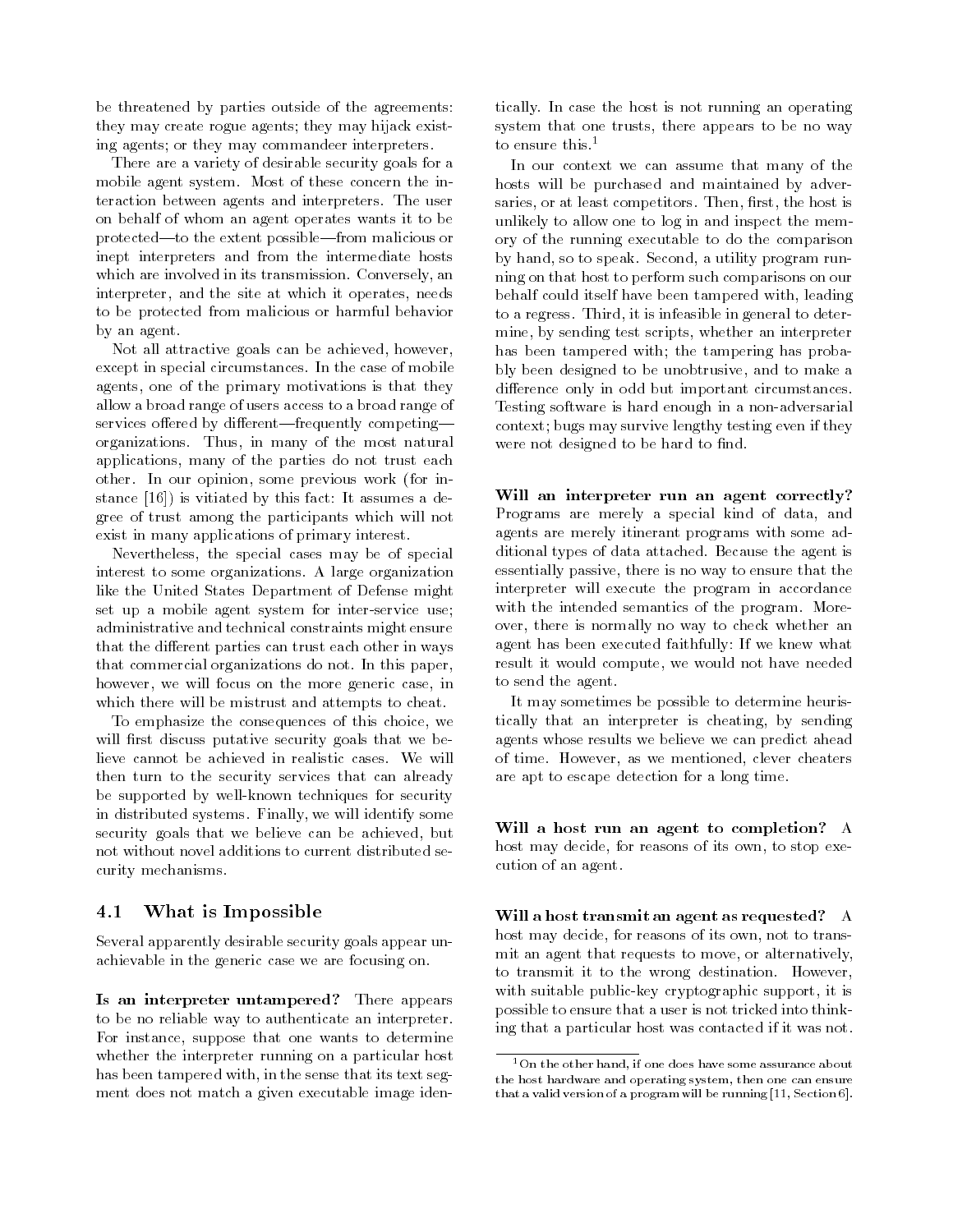be threatened by parties outside of the agreements: they may create rogue agents; they may hijack existing agents; or they may commandeer interpreters.

There are a variety of desirable security goals for a mobile agent system. Most of these concern the interaction between agents and interpreters. The user on behalf of whom an agent operates wants it to be protected—to the extent possible—from malicious or inept interpreters and from the intermediate hosts which are involved in its transmission. Conversely, an interpreter, and the site at which it operates, needs to be protected from malicious or harmful behavior by an agent.

Not all attractive goals can be achieved, however, except in special circumstances. In the case of mobile agents, one of the primary motivations is that they allow a broad range of users access to a broad range of services offered by different—frequently competing—organizations. Thus, in many of the most natural applications, many of the parties do not trust each other. In our opinion, some previous work (for instance [16]) is vitiated by this fact: It assumes a degree of trust among the participants which will not exist in many applications of primary interest.

Nevertheless, the special cases may be of special interest to some organizations. A large organization like the United States Department of Defense might set up a mobile agent system for inter-service use; administrative and technical constraints might ensure that the different parties can trust each other in ways that commercial organizations do not. In this paper, however, we will focus on the more generic case, in which there will be mistrust and attempts to cheat.

To emphasize the consequences of this choice, we will first discuss putative security goals that we believe cannot be achieved in realistic cases. We will then turn to the security services that can already be supported by well-known techniques for security in distributed systems. Finally, we will identify some security goals that we believe can be achieved, but not without novel additions to current distributed security mechanisms.

## 4.1 What is Impossible

Several apparently desirable security goals appear unachievable in the generic case we are focusing on.

**Is an interpreter untampered?** There appears to be no reliable way to authenticate an interpreter. For instance, suppose that one wants to determine whether the interpreter running on a particular host has been tampered with, in the sense that its text segment does not match a given executable image identically. In case the host is not running an operating system that one trusts, there appears to be no way to ensure this.[1]

In our context we can assume that many of the hosts will be purchased and maintained by adversaries, or at least competitors. Then, first, the host is unlikely to allow one to log in and inspect the memory of the running executable to do the comparison by hand, so to speak. Second, a utility program running on that host to perform such comparisons on our behalf could itself have been tampered with, leading to a regress. Third, it is infeasible in general to determine, by sending test scripts, whether an interpreter has been tampered with; the tampering has probably been designed to be unobtrusive, and to make a difference only in odd but important circumstances. Testing software is hard enough in a non-adversarial context; bugs may survive lengthy testing even if they were not designed to be hard to find.

**Will an interpreter run an agent correctly?** Programs are merely a special kind of data, and agents are merely itinerant programs with some additional types of data attached. Because the agent is essentially passive, there is no way to ensure that the interpreter will execute the program in accordance with the intended semantics of the program. Moreover, there is normally no way to check whether an agent has been executed faithfully: If we knew what result it would compute, we would not have needed to send the agent.

It may sometimes be possible to determine heuristically that an interpreter is cheating, by sending agents whose results we believe we can predict ahead of time. However, as we mentioned, clever cheaters are apt to escape detection for a long time.

**Will a host run an agent to completion?** A host may decide, for reasons of its own, to stop execution of an agent.

**Will a host transmit an agent as requested?** A host may decide, for reasons of its own, not to transmit an agent that requests to move, or alternatively, to transmit it to the wrong destination. However, with suitable public-key cryptographic support, it is possible to ensure that a user is not tricked into thinking that a particular host was contacted if it was not.

[1] On the other hand, if one does have some assurance about the host hardware and operating system, then one can ensure that a valid version of a program will be running [11, Section 6].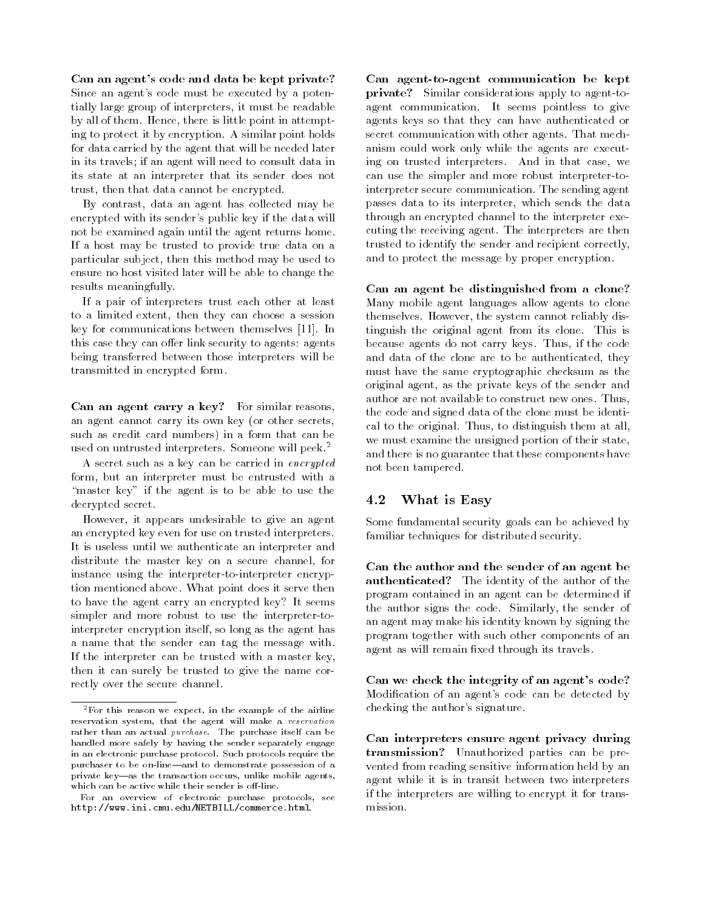**Can an agent's code and data be kept private?** Since an agent's code must be executed by a potentially large group of interpreters, it must be readable by all of them. Hence, there is little point in attempting to protect it by encryption. A similar point holds for data carried by the agent that will be needed later in its travels; if an agent will need to consult data in its state at an interpreter that its sender does not trust, then that data cannot be encrypted.

By contrast, data an agent has collected may be encrypted with its sender's public key if the data will not be examined again until the agent returns home. If a host may be trusted to provide true data on a particular subject, then this method may be used to ensure no host visited later will be able to change the results meaningfully.

If a pair of interpreters trust each other at least to a limited extent, then they can choose a session key for communications between themselves [11]. In this case they can offer link security to agents: agents being transferred between those interpreters will be transmitted in encrypted form.

**Can an agent carry a key?** For similar reasons, an agent cannot carry its own key (or other secrets, such as credit card numbers) in a form that can be used on untrusted interpreters. Someone will peek.[2]

A secret such as a key can be carried in *encrypted* form, but an interpreter must be entrusted with a "master key" if the agent is to be able to use the decrypted secret.

However, it appears undesirable to give an agent an encrypted key even for use on trusted interpreters. It is useless until we authenticate an interpreter and distribute the master key on a secure channel, for instance using the interpreter-to-interpreter encryption mentioned above. What point does it serve then to have the agent carry an encrypted key? It seems simpler and more robust to use the interpreter-to-interpreter encryption itself, so long as the agent has a name that the sender can tag the message with. If the interpreter can be trusted with a master key, then it can surely be trusted to give the name correctly over the secure channel.

[2] For this reason we expect, in the example of the airline reservation system, that the agent will make a *reservation* rather than an actual *purchase*. The purchase itself can be handled more safely by having the sender separately engage in an electronic purchase protocol. Such protocols require the purchaser to be on-line—and to demonstrate possession of a private key—as the transaction occurs, unlike mobile agents, which can be active while their sender is off-line.

For an overview of electronic purchase protocols, see `http://www.ini.cmu.edu/NETBILL/commerce.html`.

**Can agent-to-agent communication be kept private?** Similar considerations apply to agent-to-agent communication. It seems pointless to give agents keys so that they can have authenticated or secret communication with other agents. That mechanism could work only while the agents are executing on trusted interpreters. And in that case, we can use the simpler and more robust interpreter-to-interpreter secure communication. The sending agent passes data to its interpreter, which sends the data through an encrypted channel to the interpreter executing the receiving agent. The interpreters are then trusted to identify the sender and recipient correctly, and to protect the message by proper encryption.

**Can an agent be distinguished from a clone?** Many mobile agent languages allow agents to clone themselves. However, the system cannot reliably distinguish the original agent from its clone. This is because agents do not carry keys. Thus, if the code and data of the clone are to be authenticated, they must have the same cryptographic checksum as the original agent, as the private keys of the sender and author are not available to construct new ones. Thus, the code and signed data of the clone must be identical to the original. Thus, to distinguish them at all, we must examine the unsigned portion of their state, and there is no guarantee that these components have not been tampered.

## 4.2 What is Easy

Some fundamental security goals can be achieved by familiar techniques for distributed security.

**Can the author and the sender of an agent be authenticated?** The identity of the author of the program contained in an agent can be determined if the author signs the code. Similarly, the sender of an agent may make his identity known by signing the program together with such other components of an agent as will remain fixed through its travels.

**Can we check the integrity of an agent's code?** Modification of an agent's code can be detected by checking the author's signature.

**Can interpreters ensure agent privacy during transmission?** Unauthorized parties can be prevented from reading sensitive information held by an agent while it is in transit between two interpreters if the interpreters are willing to encrypt it for transmission.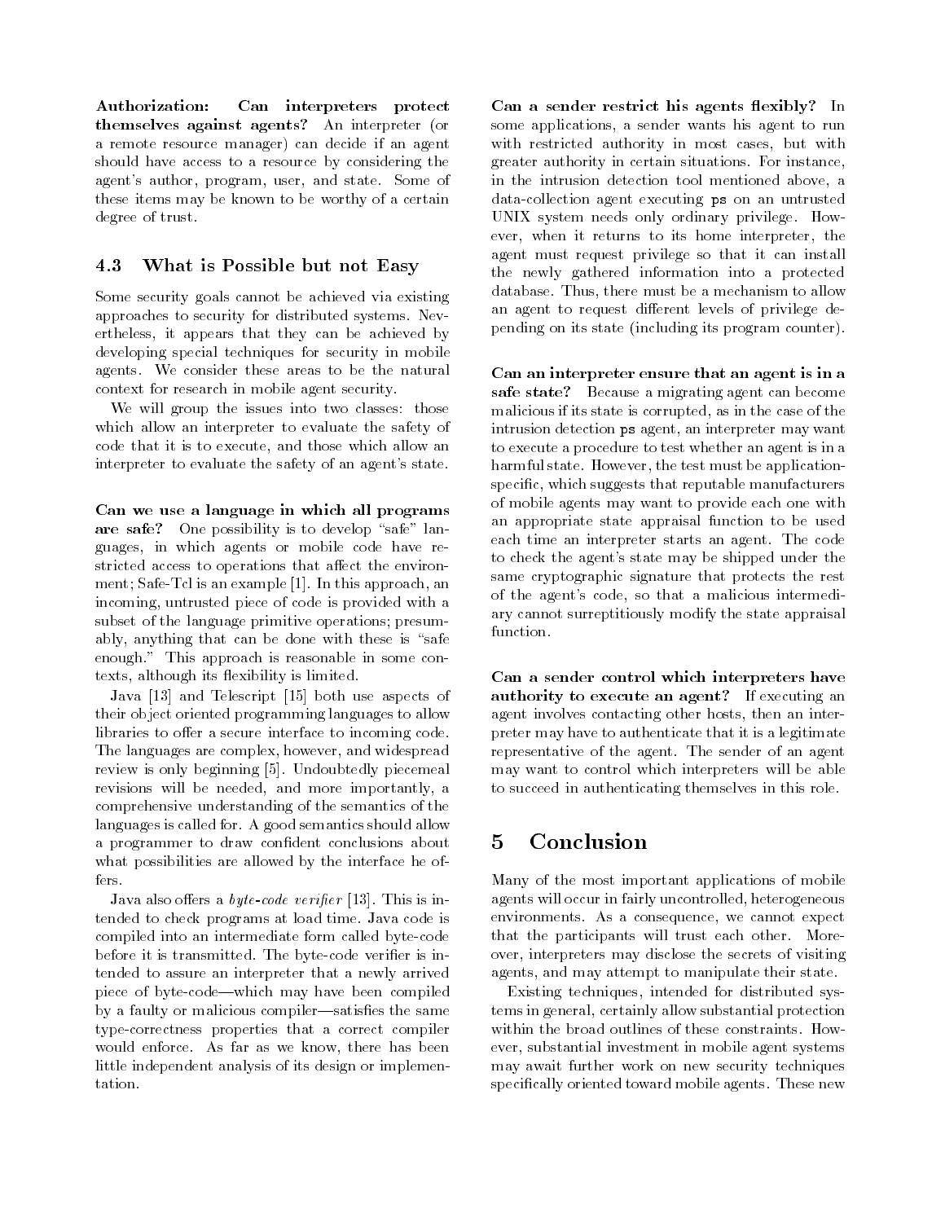**Authorization: Can interpreters protect themselves against agents?** An interpreter (or a remote resource manager) can decide if an agent should have access to a resource by considering the agent's author, program, user, and state. Some of these items may be known to be worthy of a certain degree of trust.

### 4.3 What is Possible but not Easy

Some security goals cannot be achieved via existing approaches to security for distributed systems. Nevertheless, it appears that they can be achieved by developing special techniques for security in mobile agents. We consider these areas to be the natural context for research in mobile agent security.

We will group the issues into two classes: those which allow an interpreter to evaluate the safety of code that it is to execute, and those which allow an interpreter to evaluate the safety of an agent's state.

**Can we use a language in which all programs are safe?** One possibility is to develop "safe" languages, in which agents or mobile code have restricted access to operations that affect the environment; Safe-Tcl is an example [1]. In this approach, an incoming, untrusted piece of code is provided with a subset of the language primitive operations; presumably, anything that can be done with these is "safe enough." This approach is reasonable in some contexts, although its flexibility is limited.

Java [13] and Telescript [15] both use aspects of their object oriented programming languages to allow libraries to offer a secure interface to incoming code. The languages are complex, however, and widespread review is only beginning [5]. Undoubtedly piecemeal revisions will be needed, and more importantly, a comprehensive understanding of the semantics of the languages is called for. A good semantics should allow a programmer to draw confident conclusions about what possibilities are allowed by the interface he offers.

Java also offers a *byte-code verifier* [13]. This is intended to check programs at load time. Java code is compiled into an intermediate form called byte-code before it is transmitted. The byte-code verifier is intended to assure an interpreter that a newly arrived piece of byte-code—which may have been compiled by a faulty or malicious compiler—satisfies the same type-correctness properties that a correct compiler would enforce. As far as we know, there has been little independent analysis of its design or implementation.

**Can a sender restrict his agents flexibly?** In some applications, a sender wants his agent to run with restricted authority in most cases, but with greater authority in certain situations. For instance, in the intrusion detection tool mentioned above, a data-collection agent executing `ps` on an untrusted UNIX system needs only ordinary privilege. However, when it returns to its home interpreter, the agent must request privilege so that it can install the newly gathered information into a protected database. Thus, there must be a mechanism to allow an agent to request different levels of privilege depending on its state (including its program counter).

**Can an interpreter ensure that an agent is in a safe state?** Because a migrating agent can become malicious if its state is corrupted, as in the case of the intrusion detection `ps` agent, an interpreter may want to execute a procedure to test whether an agent is in a harmful state. However, the test must be application-specific, which suggests that reputable manufacturers of mobile agents may want to provide each one with an appropriate state appraisal function to be used each time an interpreter starts an agent. The code to check the agent's state may be shipped under the same cryptographic signature that protects the rest of the agent's code, so that a malicious intermediary cannot surreptitiously modify the state appraisal function.

**Can a sender control which interpreters have authority to execute an agent?** If executing an agent involves contacting other hosts, then an interpreter may have to authenticate that it is a legitimate representative of the agent. The sender of an agent may want to control which interpreters will be able to succeed in authenticating themselves in this role.

## 5 Conclusion

Many of the most important applications of mobile agents will occur in fairly uncontrolled, heterogeneous environments. As a consequence, we cannot expect that the participants will trust each other. Moreover, interpreters may disclose the secrets of visiting agents, and may attempt to manipulate their state.

Existing techniques, intended for distributed systems in general, certainly allow substantial protection within the broad outlines of these constraints. However, substantial investment in mobile agent systems may await further work on new security techniques specifically oriented toward mobile agents. These new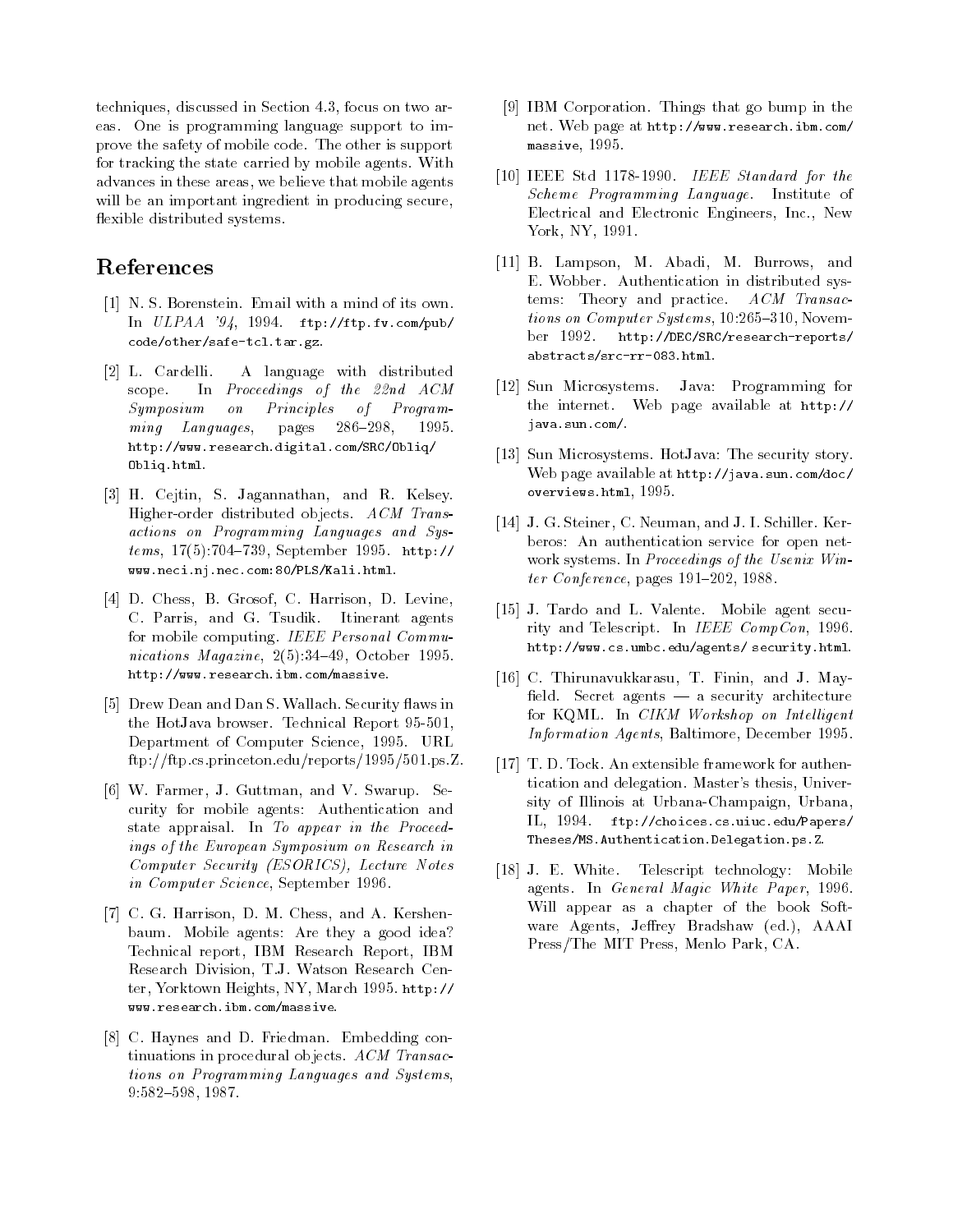techniques, discussed in Section 4.3, focus on two areas. One is programming language support to improve the safety of mobile code. The other is support for tracking the state carried by mobile agents. With advances in these areas, we believe that mobile agents will be an important ingredient in producing secure, flexible distributed systems.

## References

[1] N. S. Borenstein. Email with a mind of its own. In *ULPAA '94*, 1994. `ftp://ftp.fv.com/pub/code/other/safe-tcl.tar.gz`.

[2] L. Cardelli. A language with distributed scope. In *Proceedings of the 22nd ACM Symposium on Principles of Programming Languages*, pages 286–298, 1995. `http://www.research.digital.com/SRC/Obliq/Obliq.html`.

[3] H. Cejtin, S. Jagannathan, and R. Kelsey. Higher-order distributed objects. *ACM Transactions on Programming Languages and Systems*, 17(5):704–739, September 1995. `http://www.neci.nj.nec.com:80/PLS/Kali.html`.

[4] D. Chess, B. Grosof, C. Harrison, D. Levine, C. Parris, and G. Tsudik. Itinerant agents for mobile computing. *IEEE Personal Communications Magazine*, 2(5):34–49, October 1995. `http://www.research.ibm.com/massive`.

[5] Drew Dean and Dan S. Wallach. Security flaws in the HotJava browser. Technical Report 95-501, Department of Computer Science, 1995. URL ftp://ftp.cs.princeton.edu/reports/1995/501.ps.Z.

[6] W. Farmer, J. Guttman, and V. Swarup. Security for mobile agents: Authentication and state appraisal. In *To appear in the Proceedings of the European Symposium on Research in Computer Security (ESORICS), Lecture Notes in Computer Science*, September 1996.

[7] C. G. Harrison, D. M. Chess, and A. Kershenbaum. Mobile agents: Are they a good idea? Technical report, IBM Research Report, IBM Research Division, T.J. Watson Research Center, Yorktown Heights, NY, March 1995. `http://www.research.ibm.com/massive`.

[8] C. Haynes and D. Friedman. Embedding continuations in procedural objects. *ACM Transactions on Programming Languages and Systems*, 9:582–598, 1987.

[9] IBM Corporation. Things that go bump in the net. Web page at `http://www.research.ibm.com/massive`, 1995.

[10] IEEE Std 1178-1990. *IEEE Standard for the Scheme Programming Language*. Institute of Electrical and Electronic Engineers, Inc., New York, NY, 1991.

[11] B. Lampson, M. Abadi, M. Burrows, and E. Wobber. Authentication in distributed systems: Theory and practice. *ACM Transactions on Computer Systems*, 10:265–310, November 1992. `http://DEC/SRC/research-reports/abstracts/src-rr-083.html`.

[12] Sun Microsystems. Java: Programming for the internet. Web page available at `http://java.sun.com/`.

[13] Sun Microsystems. HotJava: The security story. Web page available at `http://java.sun.com/doc/overviews.html`, 1995.

[14] J. G. Steiner, C. Neuman, and J. I. Schiller. Kerberos: An authentication service for open network systems. In *Proceedings of the Usenix Winter Conference*, pages 191–202, 1988.

[15] J. Tardo and L. Valente. Mobile agent security and Telescript. In *IEEE CompCon*, 1996. `http://www.cs.umbc.edu/agents/ security.html`.

[16] C. Thirunavukkarasu, T. Finin, and J. Mayfield. Secret agents — a security architecture for KQML. In *CIKM Workshop on Intelligent Information Agents*, Baltimore, December 1995.

[17] T. D. Tock. An extensible framework for authentication and delegation. Master's thesis, University of Illinois at Urbana-Champaign, Urbana, IL, 1994. `ftp://choices.cs.uiuc.edu/Papers/Theses/MS.Authentication.Delegation.ps.Z`.

[18] J. E. White. Telescript technology: Mobile agents. In *General Magic White Paper*, 1996. Will appear as a chapter of the book Software Agents, Jeffrey Bradshaw (ed.), AAAI Press/The MIT Press, Menlo Park, CA.